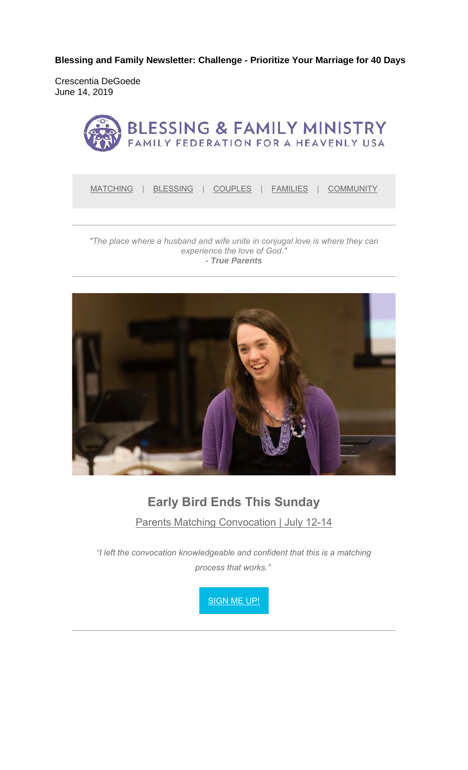**Blessing and Family Newsletter: Challenge - Prioritize Your Marriage for 40 Days**

Crescentia DeGoede
June 14, 2019

BLESSING & FAMILY MINISTRY
FAMILY FEDERATION FOR A HEAVENLY USA

MATCHING | BLESSING | COUPLES | FAMILIES | COMMUNITY

*"The place where a husband and wife unite in conjugal love is where they can experience the love of God."*
***- True Parents***

## Early Bird Ends This Sunday

Parents Matching Convocation | July 12-14

*"I left the convocation knowledgeable and confident that this is a matching process that works."*

SIGN ME UP!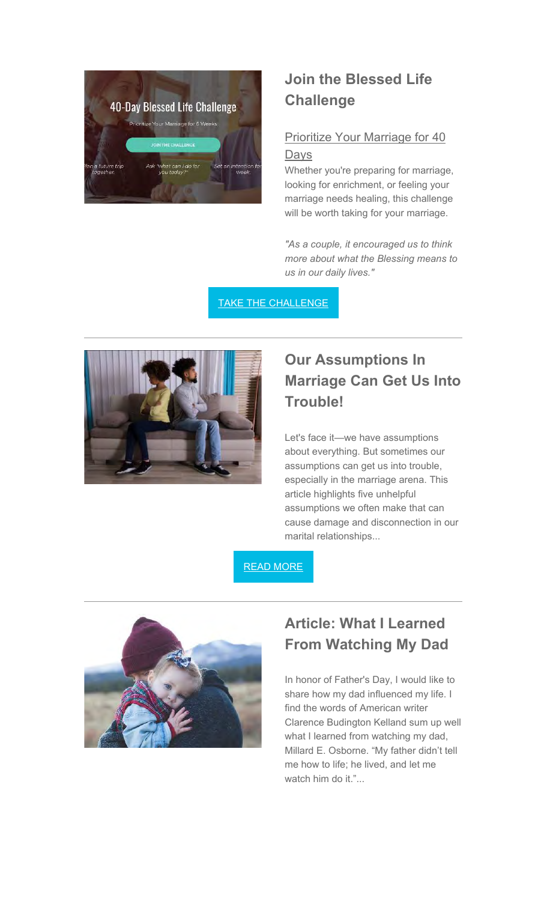## Join the Blessed Life Challenge

Prioritize Your Marriage for 40 Days

Whether you're preparing for marriage, looking for enrichment, or feeling your marriage needs healing, this challenge will be worth taking for your marriage.

*"As a couple, it encouraged us to think more about what the Blessing means to us in our daily lives."*

TAKE THE CHALLENGE

---

## Our Assumptions In Marriage Can Get Us Into Trouble!

Let's face it—we have assumptions about everything. But sometimes our assumptions can get us into trouble, especially in the marriage arena. This article highlights five unhelpful assumptions we often make that can cause damage and disconnection in our marital relationships...

READ MORE

---

## Article: What I Learned From Watching My Dad

In honor of Father's Day, I would like to share how my dad influenced my life. I find the words of American writer Clarence Budington Kelland sum up well what I learned from watching my dad, Millard E. Osborne. "My father didn't tell me how to life; he lived, and let me watch him do it."...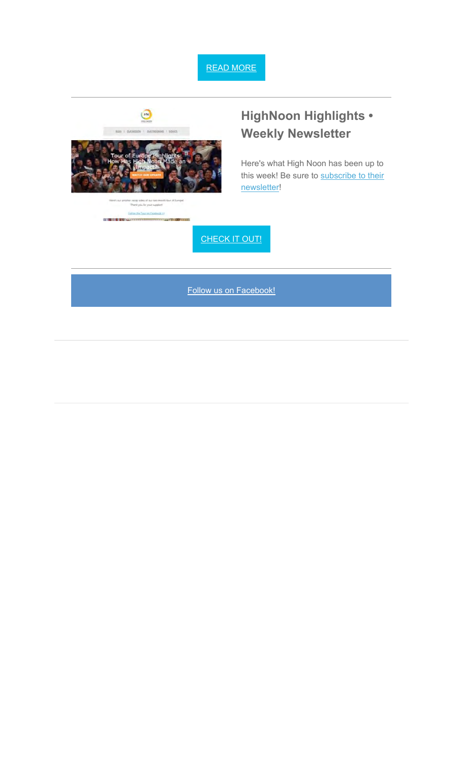READ MORE

---

## HighNoon Highlights • Weekly Newsletter

Here's what High Noon has been up to this week! Be sure to subscribe to their newsletter!

CHECK IT OUT!

---

Follow us on Facebook!